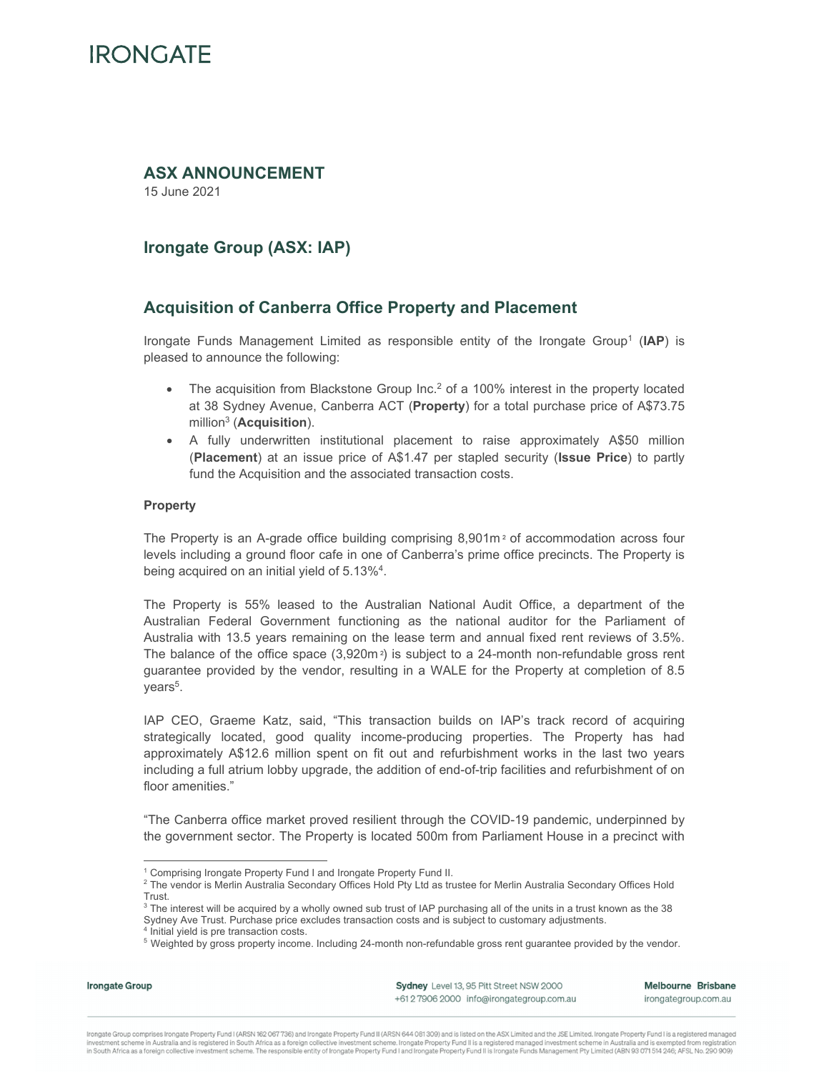IRONGATE

## ASX ANNOUNCEMENT

15 June 2021

## Irongate Group (ASX: IAP)

## Acquisition of Canberra Office Property and Placement

Irongate Funds Management Limited as responsible entity of the Irongate Group[1] (**IAP**) is pleased to announce the following:

- The acquisition from Blackstone Group Inc.[2] of a 100% interest in the property located at 38 Sydney Avenue, Canberra ACT (**Property**) for a total purchase price of A$73.75 million[3] (**Acquisition**).
- A fully underwritten institutional placement to raise approximately A$50 million (**Placement**) at an issue price of A$1.47 per stapled security (**Issue Price**) to partly fund the Acquisition and the associated transaction costs.

**Property**

The Property is an A-grade office building comprising 8,901m$^2$ of accommodation across four levels including a ground floor cafe in one of Canberra's prime office precincts. The Property is being acquired on an initial yield of 5.13%[4].

The Property is 55% leased to the Australian National Audit Office, a department of the Australian Federal Government functioning as the national auditor for the Parliament of Australia with 13.5 years remaining on the lease term and annual fixed rent reviews of 3.5%. The balance of the office space (3,920m$^2$) is subject to a 24-month non-refundable gross rent guarantee provided by the vendor, resulting in a WALE for the Property at completion of 8.5 years[5].

IAP CEO, Graeme Katz, said, "This transaction builds on IAP's track record of acquiring strategically located, good quality income-producing properties. The Property has had approximately A$12.6 million spent on fit out and refurbishment works in the last two years including a full atrium lobby upgrade, the addition of end-of-trip facilities and refurbishment of on floor amenities."

"The Canberra office market proved resilient through the COVID-19 pandemic, underpinned by the government sector. The Property is located 500m from Parliament House in a precinct with

---

[1] Comprising Irongate Property Fund I and Irongate Property Fund II.

[2] The vendor is Merlin Australia Secondary Offices Hold Pty Ltd as trustee for Merlin Australia Secondary Offices Hold Trust.

[3] The interest will be acquired by a wholly owned sub trust of IAP purchasing all of the units in a trust known as the 38 Sydney Ave Trust. Purchase price excludes transaction costs and is subject to customary adjustments.

[4] Initial yield is pre transaction costs.

[5] Weighted by gross property income. Including 24-month non-refundable gross rent guarantee provided by the vendor.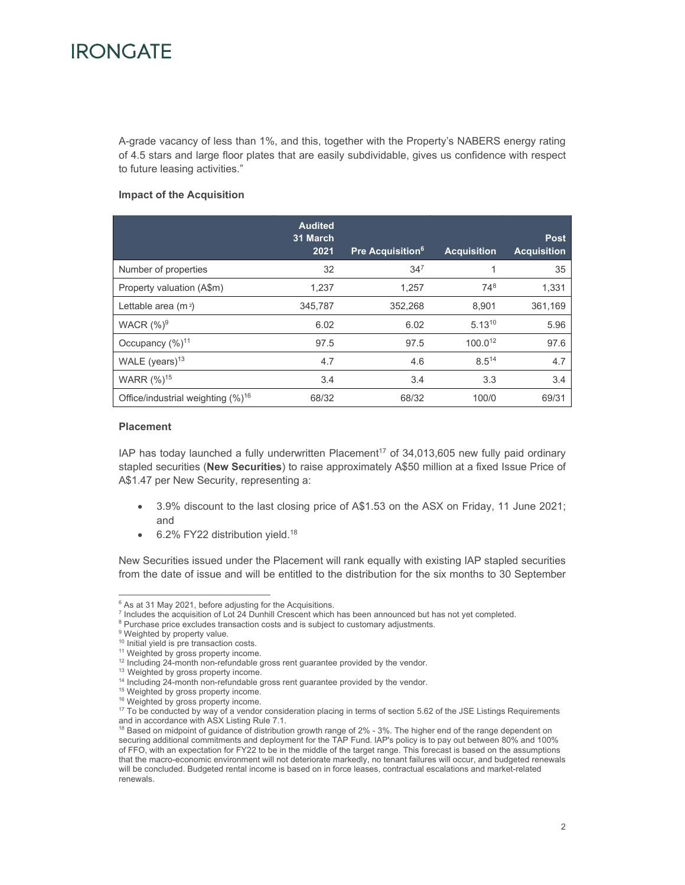A-grade vacancy of less than 1%, and this, together with the Property's NABERS energy rating of 4.5 stars and large floor plates that are easily subdividable, gives us confidence with respect to future leasing activities."

**Impact of the Acquisition**

| | Audited 31 March 2021 | Pre Acquisition[6] | Acquisition | Post Acquisition |
|---|---|---|---|---|
| Number of properties | 32 | 34[7] | 1 | 35 |
| Property valuation (A$m) | 1,237 | 1,257 | 74[8] | 1,331 |
| Lettable area ($m^2$) | 345,787 | 352,268 | 8,901 | 361,169 |
| WACR (%)[9] | 6.02 | 6.02 | 5.13[10] | 5.96 |
| Occupancy (%)[11] | 97.5 | 97.5 | 100.0[12] | 97.6 |
| WALE (years)[13] | 4.7 | 4.6 | 8.5[14] | 4.7 |
| WARR (%)[15] | 3.4 | 3.4 | 3.3 | 3.4 |
| Office/industrial weighting (%)[16] | 68/32 | 68/32 | 100/0 | 69/31 |

**Placement**

IAP has today launched a fully underwritten Placement[17] of 34,013,605 new fully paid ordinary stapled securities (**New Securities**) to raise approximately A$50 million at a fixed Issue Price of A$1.47 per New Security, representing a:

- 3.9% discount to the last closing price of A$1.53 on the ASX on Friday, 11 June 2021; and
- 6.2% FY22 distribution yield.[18]

New Securities issued under the Placement will rank equally with existing IAP stapled securities from the date of issue and will be entitled to the distribution for the six months to 30 September

---

[6] As at 31 May 2021, before adjusting for the Acquisitions.
[7] Includes the acquisition of Lot 24 Dunhill Crescent which has been announced but has not yet completed.
[8] Purchase price excludes transaction costs and is subject to customary adjustments.
[9] Weighted by property value.
[10] Initial yield is pre transaction costs.
[11] Weighted by gross property income.
[12] Including 24-month non-refundable gross rent guarantee provided by the vendor.
[13] Weighted by gross property income.
[14] Including 24-month non-refundable gross rent guarantee provided by the vendor.
[15] Weighted by gross property income.
[16] Weighted by gross property income.
[17] To be conducted by way of a vendor consideration placing in terms of section 5.62 of the JSE Listings Requirements and in accordance with ASX Listing Rule 7.1.
[18] Based on midpoint of guidance of distribution growth range of 2% - 3%. The higher end of the range dependent on securing additional commitments and deployment for the TAP Fund. IAP's policy is to pay out between 80% and 100% of FFO, with an expectation for FY22 to be in the middle of the target range. This forecast is based on the assumptions that the macro-economic environment will not deteriorate markedly, no tenant failures will occur, and budgeted renewals will be concluded. Budgeted rental income is based on in force leases, contractual escalations and market-related renewals.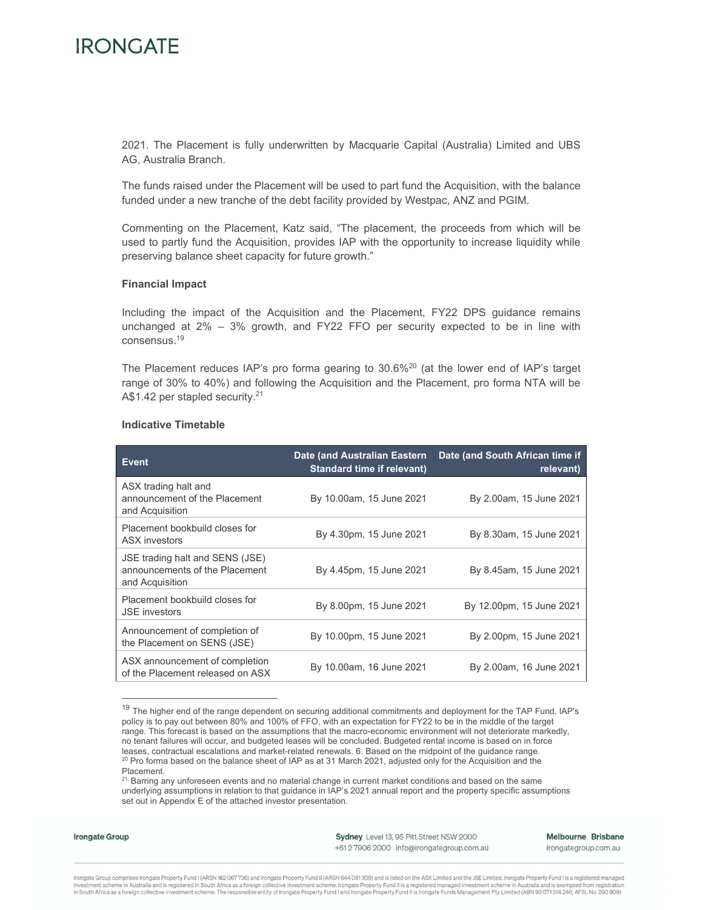2021. The Placement is fully underwritten by Macquarie Capital (Australia) Limited and UBS AG, Australia Branch.

The funds raised under the Placement will be used to part fund the Acquisition, with the balance funded under a new tranche of the debt facility provided by Westpac, ANZ and PGIM.

Commenting on the Placement, Katz said, "The placement, the proceeds from which will be used to partly fund the Acquisition, provides IAP with the opportunity to increase liquidity while preserving balance sheet capacity for future growth."

**Financial Impact**

Including the impact of the Acquisition and the Placement, FY22 DPS guidance remains unchanged at 2% – 3% growth, and FY22 FFO per security expected to be in line with consensus.[19]

The Placement reduces IAP's pro forma gearing to 30.6%[20] (at the lower end of IAP's target range of 30% to 40%) and following the Acquisition and the Placement, pro forma NTA will be A$1.42 per stapled security.[21]

**Indicative Timetable**

| Event | Date (and Australian Eastern Standard time if relevant) | Date (and South African time if relevant) |
|---|---|---|
| ASX trading halt and announcement of the Placement and Acquisition | By 10.00am, 15 June 2021 | By 2.00am, 15 June 2021 |
| Placement bookbuild closes for ASX investors | By 4.30pm, 15 June 2021 | By 8.30am, 15 June 2021 |
| JSE trading halt and SENS (JSE) announcements of the Placement and Acquisition | By 4.45pm, 15 June 2021 | By 8.45am, 15 June 2021 |
| Placement bookbuild closes for JSE investors | By 8.00pm, 15 June 2021 | By 12.00pm, 15 June 2021 |
| Announcement of completion of the Placement on SENS (JSE) | By 10.00pm, 15 June 2021 | By 2.00pm, 15 June 2021 |
| ASX announcement of completion of the Placement released on ASX | By 10.00am, 16 June 2021 | By 2.00am, 16 June 2021 |

[19] The higher end of the range dependent on securing additional commitments and deployment for the TAP Fund. IAP's policy is to pay out between 80% and 100% of FFO, with an expectation for FY22 to be in the middle of the target range. This forecast is based on the assumptions that the macro-economic environment will not deteriorate markedly, no tenant failures will occur, and budgeted leases will be concluded. Budgeted rental income is based on in force leases, contractual escalations and market-related renewals. 6. Based on the midpoint of the guidance range.

[20] Pro forma based on the balance sheet of IAP as at 31 March 2021, adjusted only for the Acquisition and the Placement.

[21] Barring any unforeseen events and no material change in current market conditions and based on the same underlying assumptions in relation to that guidance in IAP's 2021 annual report and the property specific assumptions set out in Appendix E of the attached investor presentation.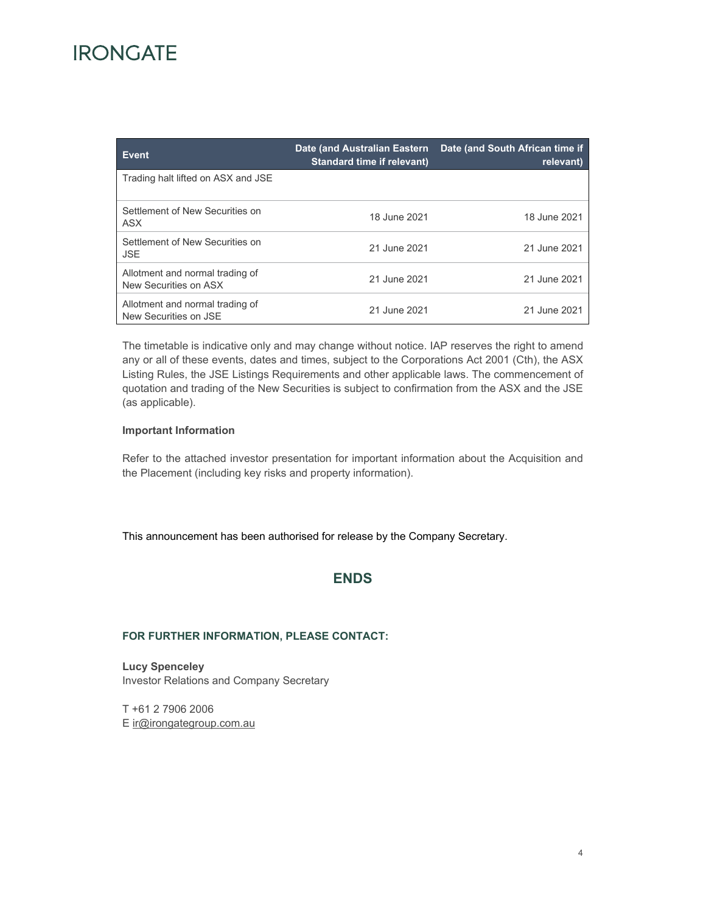# IRONGATE

| Event | Date (and Australian Eastern Standard time if relevant) | Date (and South African time if relevant) |
|---|---|---|
| Trading halt lifted on ASX and JSE | | |
| Settlement of New Securities on ASX | 18 June 2021 | 18 June 2021 |
| Settlement of New Securities on JSE | 21 June 2021 | 21 June 2021 |
| Allotment and normal trading of New Securities on ASX | 21 June 2021 | 21 June 2021 |
| Allotment and normal trading of New Securities on JSE | 21 June 2021 | 21 June 2021 |

The timetable is indicative only and may change without notice. IAP reserves the right to amend any or all of these events, dates and times, subject to the Corporations Act 2001 (Cth), the ASX Listing Rules, the JSE Listings Requirements and other applicable laws. The commencement of quotation and trading of the New Securities is subject to confirmation from the ASX and the JSE (as applicable).

**Important Information**

Refer to the attached investor presentation for important information about the Acquisition and the Placement (including key risks and property information).

This announcement has been authorised for release by the Company Secretary.

**ENDS**

**FOR FURTHER INFORMATION, PLEASE CONTACT:**

**Lucy Spenceley**
Investor Relations and Company Secretary

T +61 2 7906 2006
E ir@irongategroup.com.au